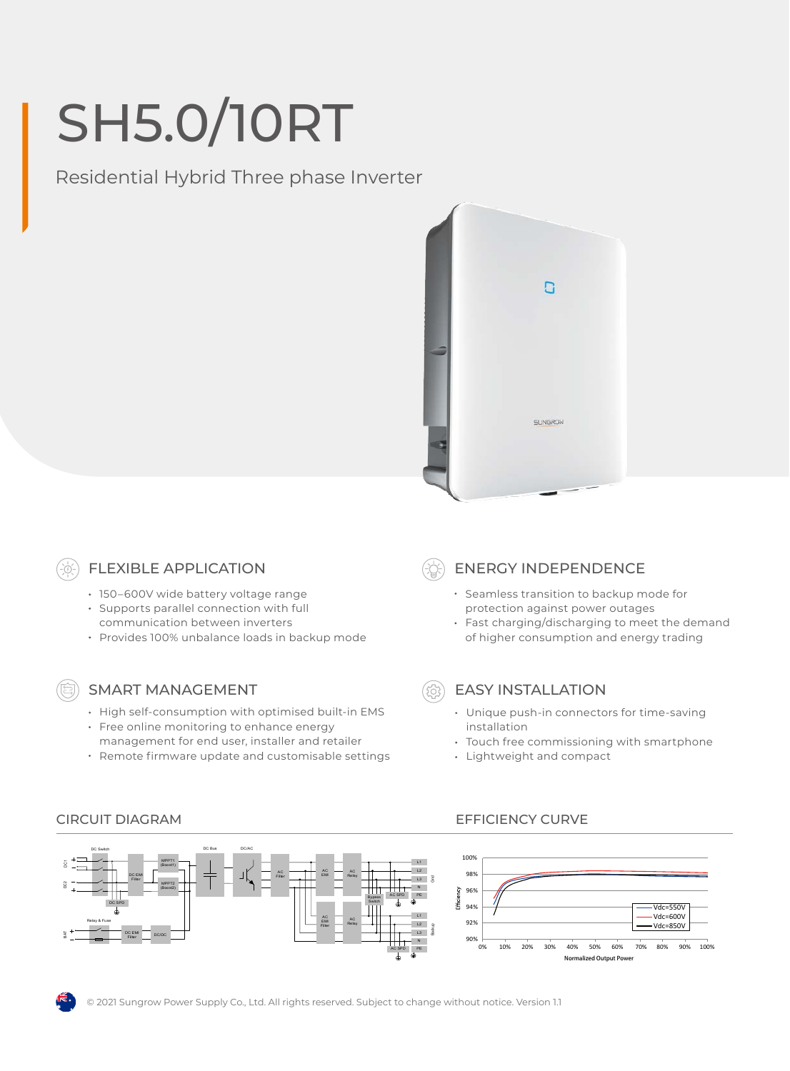# SH5.0/10RT

Residential Hybrid Three phase Inverter

## FLEXIBLE APPLICATION

- 150–600V wide battery voltage range
- Supports parallel connection with full communication between inverters
- Provides 100% unbalance loads in backup mode

## ENERGY INDEPENDENCE

- Seamless transition to backup mode for protection against power outages
- Fast charging/discharging to meet the demand of higher consumption and energy trading

## SMART MANAGEMENT

- High self-consumption with optimised built-in EMS
- Free online monitoring to enhance energy management for end user, installer and retailer
- Remote firmware update and customisable settings

## EASY INSTALLATION

- Unique push-in connectors for time-saving installation
- Touch free commissioning with smartphone
- Lightweight and compact

## CIRCUIT DIAGRAM

## EFFICIENCY CURVE

© 2021 Sungrow Power Supply Co., Ltd. All rights reserved. Subject to change without notice. Version 1.1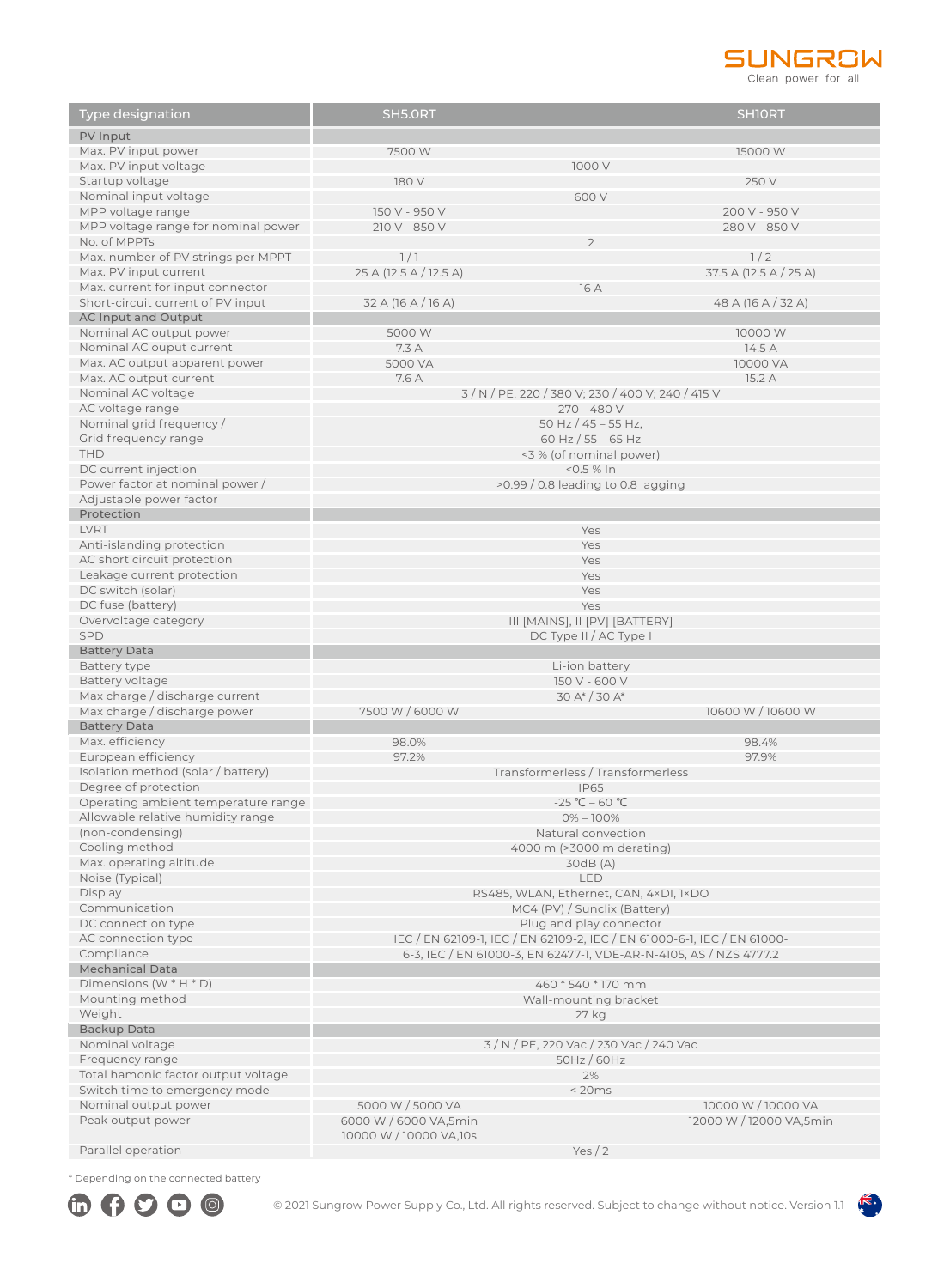| Type designation | SH5.0RT | SH10RT |
|---|---|---|
| **PV Input** | | |
| Max. PV input power | 7500 W | 15000 W |
| Max. PV input voltage | 1000 V | |
| Startup voltage | 180 V | 250 V |
| Nominal input voltage | 600 V | |
| MPP voltage range | 150 V - 950 V | 200 V - 950 V |
| MPP voltage range for nominal power | 210 V - 850 V | 280 V - 850 V |
| No. of MPPTs | 2 | |
| Max. number of PV strings per MPPT | 1 / 1 | 1 / 2 |
| Max. PV input current | 25 A (12.5 A / 12.5 A) | 37.5 A (12.5 A / 25 A) |
| Max. current for input connector | 16 A | |
| Short-circuit current of PV input | 32 A (16 A / 16 A) | 48 A (16 A / 32 A) |
| **AC Input and Output** | | |
| Nominal AC output power | 5000 W | 10000 W |
| Nominal AC ouput current | 7.3 A | 14.5 A |
| Max. AC output apparent power | 5000 VA | 10000 VA |
| Max. AC output current | 7.6 A | 15.2 A |
| Nominal AC voltage | 3 / N / PE, 220 / 380 V; 230 / 400 V; 240 / 415 V | |
| AC voltage range | 270 - 480 V | |
| Nominal grid frequency / Grid frequency range | 50 Hz / 45 – 55 Hz, 60 Hz / 55 – 65 Hz | |
| THD | <3 % (of nominal power) | |
| DC current injection | <0.5 % In | |
| Power factor at nominal power / Adjustable power factor | >0.99 / 0.8 leading to 0.8 lagging | |
| **Protection** | | |
| LVRT | Yes | |
| Anti-islanding protection | Yes | |
| AC short circuit protection | Yes | |
| Leakage current protection | Yes | |
| DC switch (solar) | Yes | |
| DC fuse (battery) | Yes | |
| Overvoltage category | III [MAINS], II [PV] [BATTERY] | |
| SPD | DC Type II / AC Type I | |
| **Battery Data** | | |
| Battery type | Li-ion battery | |
| Battery voltage | 150 V - 600 V | |
| Max charge / discharge current | 30 A* / 30 A* | |
| Max charge / discharge power | 7500 W / 6000 W | 10600 W / 10600 W |
| **Battery Data** | | |
| Max. efficiency | 98.0% | 98.4% |
| European efficiency | 97.2% | 97.9% |
| Isolation method (solar / battery) | Transformerless / Transformerless | |
| Degree of protection | IP65 | |
| Operating ambient temperature range | -25 ℃ – 60 ℃ | |
| Allowable relative humidity range (non-condensing) | 0% – 100% | |
| Cooling method | Natural convection | |
| Max. operating altitude | 4000 m (>3000 m derating) | |
| Noise (Typical) | 30dB (A) | |
| Display | LED | |
| Communication | RS485, WLAN, Ethernet, CAN, 4×DI, 1×DO | |
| DC connection type | MC4 (PV) / Sunclix (Battery) | |
| AC connection type | Plug and play connector | |
| Compliance | IEC / EN 62109-1, IEC / EN 62109-2, IEC / EN 61000-6-1, IEC / EN 61000-6-3, IEC / EN 61000-3, EN 62477-1, VDE-AR-N-4105, AS / NZS 4777.2 | |
| **Mechanical Data** | | |
| Dimensions (W * H * D) | 460 * 540 * 170 mm | |
| Mounting method | Wall-mounting bracket | |
| Weight | 27 kg | |
| **Backup Data** | | |
| Nominal voltage | 3 / N / PE, 220 Vac / 230 Vac / 240 Vac | |
| Frequency range | 50Hz / 60Hz | |
| Total hamonic factor output voltage | 2% | |
| Switch time to emergency mode | < 20ms | |
| Nominal output power | 5000 W / 5000 VA | 10000 W / 10000 VA |
| Peak output power | 6000 W / 6000 VA,5min 10000 W / 10000 VA,10s | 12000 W / 12000 VA,5min |
| Parallel operation | Yes / 2 | |

\* Depending on the connected battery

© 2021 Sungrow Power Supply Co., Ltd. All rights reserved. Subject to change without notice. Version 1.1